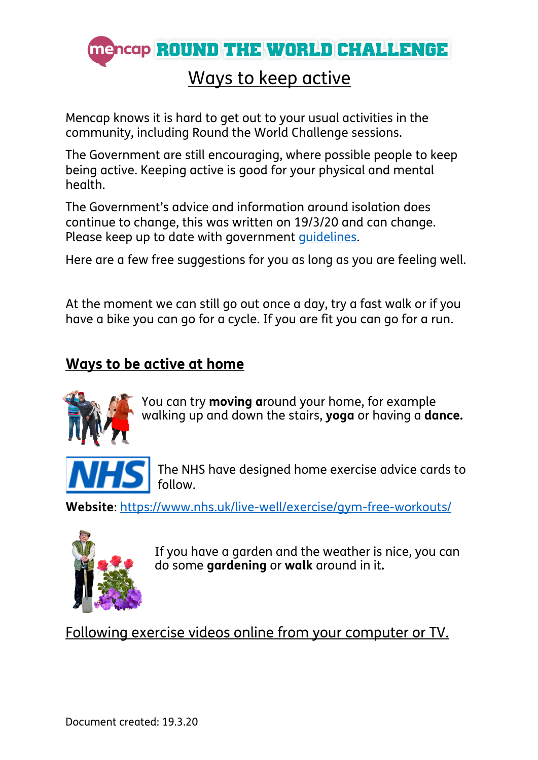# Mencap ROUND THE WORLD CHALLENGE

## Ways to keep active

Mencap knows it is hard to get out to your usual activities in the community, including Round the World Challenge sessions.

The Government are still encouraging, where possible people to keep being active. Keeping active is good for your physical and mental health.

The Government's advice and information around isolation does continue to change, this was written on 19/3/20 and can change. Please keep up to date with government guidelines.

Here are a few free suggestions for you as long as you are feeling well.

At the moment we can still go out once a day, try a fast walk or if you have a bike you can go for a cycle. If you are fit you can go for a run.

## Ways to be active at home

You can try **moving a**round your home, for example walking up and down the stairs, **yoga** or having a **dance.**

The NHS have designed home exercise advice cards to follow.

**Website**: https://www.nhs.uk/live-well/exercise/gym-free-workouts/

If you have a garden and the weather is nice, you can do some **gardening** or **walk** around in it**.**

Following exercise videos online from your computer or TV.

Document created: 19.3.20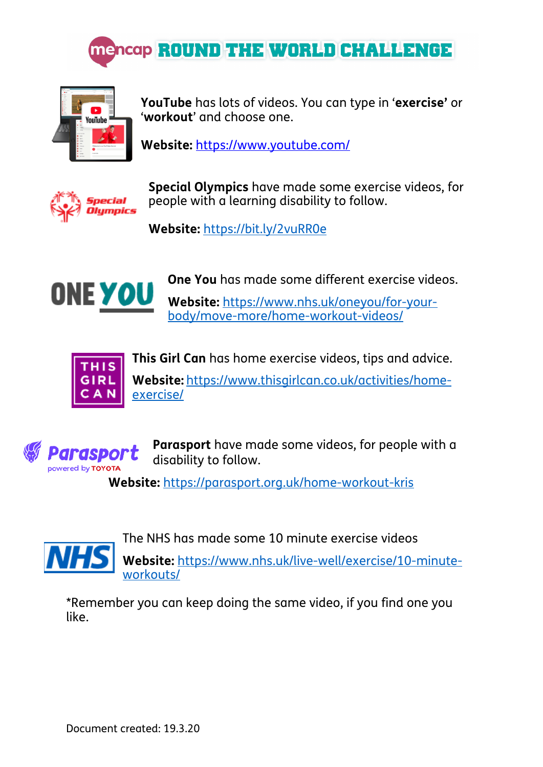# ROUND THE WORLD CHALLENGE

**YouTube** has lots of videos. You can type in ‘**exercise**’ or ‘**workout**’ and choose one.

**Website:** https://www.youtube.com/

**Special Olympics** have made some exercise videos, for people with a learning disability to follow.

**Website:** https://bit.ly/2vuRR0e

**One You** has made some different exercise videos.

**Website:** https://www.nhs.uk/oneyou/for-your-body/move-more/home-workout-videos/

**This Girl Can** has home exercise videos, tips and advice.

**Website:** https://www.thisgirlcan.co.uk/activities/home-exercise/

**Parasport** have made some videos, for people with a disability to follow.

**Website:** https://parasport.org.uk/home-workout-kris

The NHS has made some 10 minute exercise videos

**Website:** https://www.nhs.uk/live-well/exercise/10-minute-workouts/

*Remember you can keep doing the same video, if you find one you like.

Document created: 19.3.20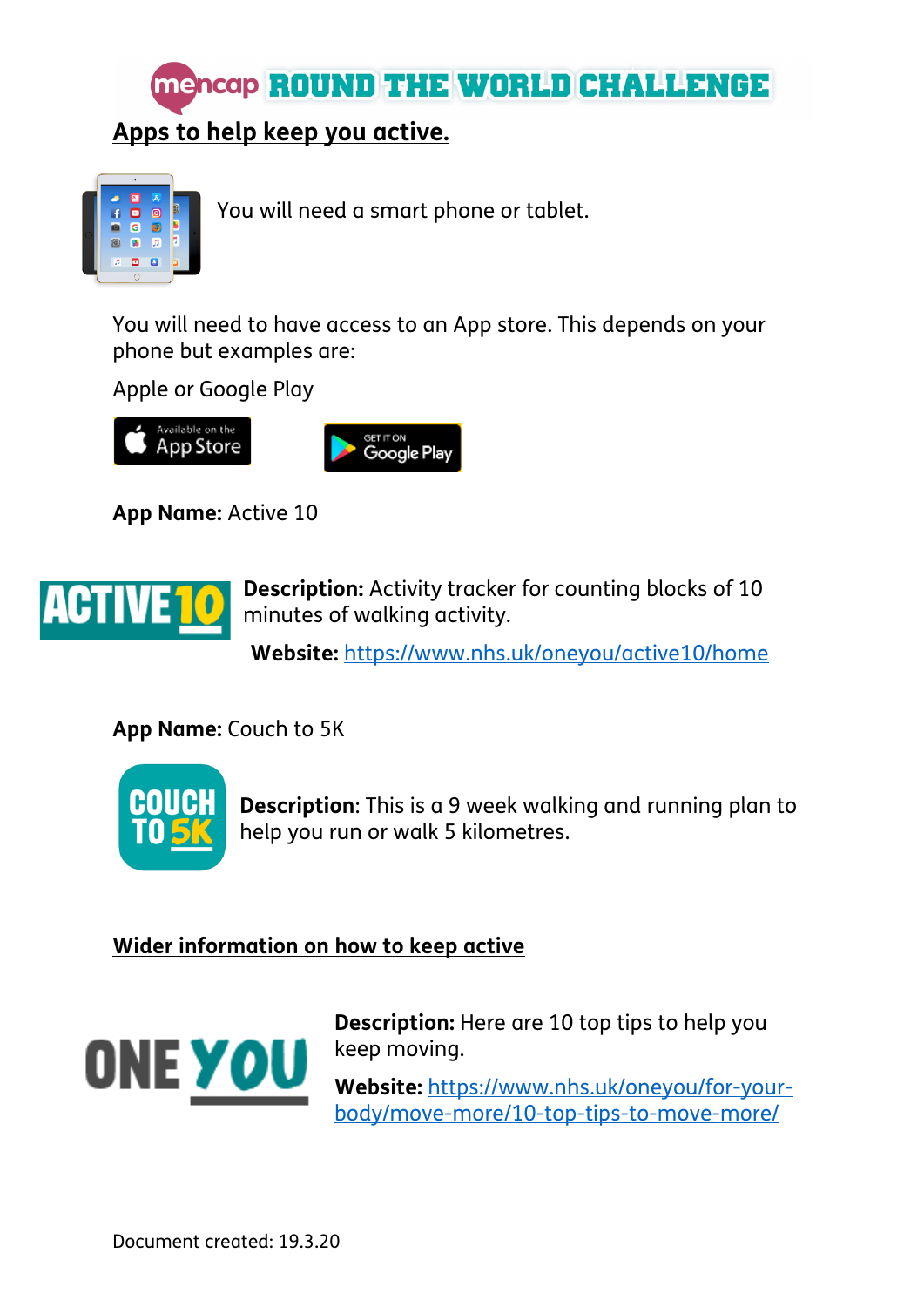# Apps to help keep you active.

You will need a smart phone or tablet.

You will need to have access to an App store. This depends on your phone but examples are:

Apple or Google Play

**App Name:** Active 10

**Description:** Activity tracker for counting blocks of 10 minutes of walking activity.

**Website:** https://www.nhs.uk/oneyou/active10/home

**App Name:** Couch to 5K

**Description**: This is a 9 week walking and running plan to help you run or walk 5 kilometres.

## Wider information on how to keep active

**Description:** Here are 10 top tips to help you keep moving.

**Website:** https://www.nhs.uk/oneyou/for-your-body/move-more/10-top-tips-to-move-more/

Document created: 19.3.20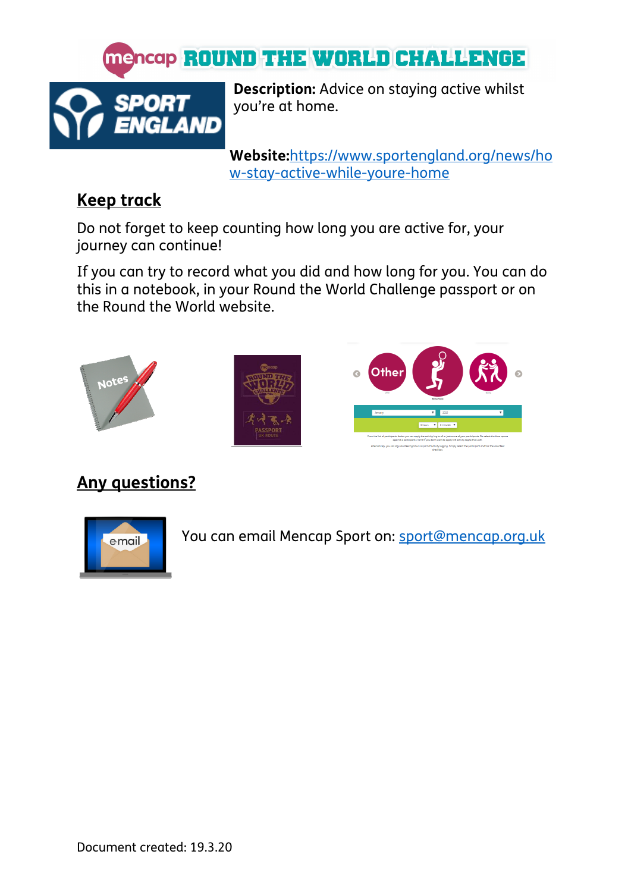**Description:** Advice on staying active whilst you're at home.

**Website:** https://www.sportengland.org/news/how-stay-active-while-youre-home

## Keep track

Do not forget to keep counting how long you are active for, your journey can continue!

If you can try to record what you did and how long for you. You can do this in a notebook, in your Round the World Challenge passport or on the Round the World website.

## Any questions?

You can email Mencap Sport on: sport@mencap.org.uk

Document created: 19.3.20